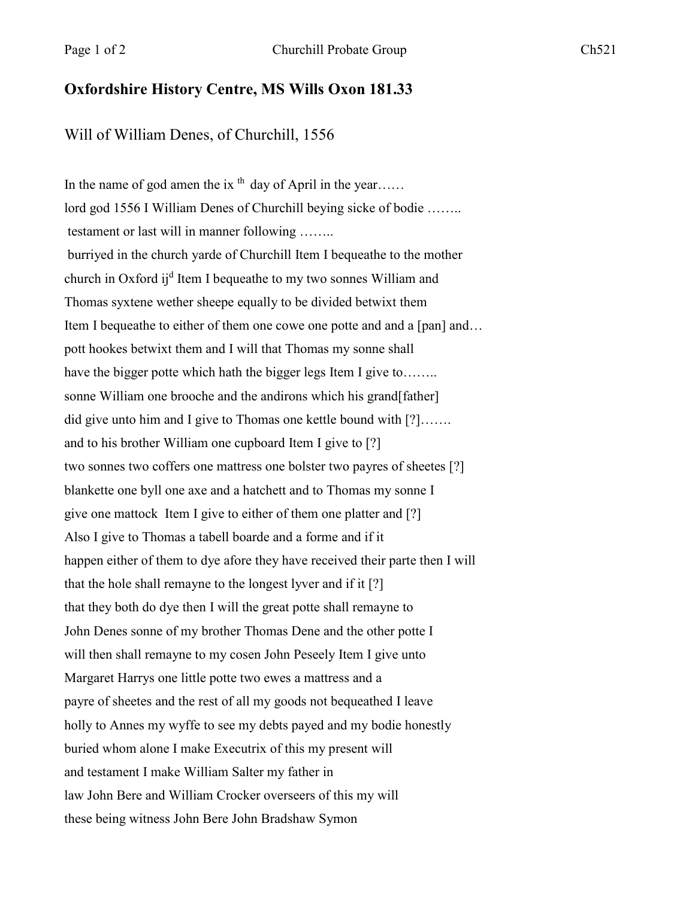**Oxfordshire History Centre, MS Wills Oxon 181.33**

Will of William Denes, of Churchill, 1556

In the name of god amen the ix th day of April in the year……
lord god 1556 I William Denes of Churchill beying sicke of bodie ……..
testament or last will in manner following ……..
burriyed in the church yarde of Churchill Item I bequeathe to the mother
church in Oxford ij d Item I bequeathe to my two sonnes William and
Thomas syxtene wether sheepe equally to be divided betwixt them
Item I bequeathe to either of them one cowe one potte and and a [pan] and…
pott hookes betwixt them and I will that Thomas my sonne shall
have the bigger potte which hath the bigger legs Item I give to……..
sonne William one brooche and the andirons which his grand[father]
did give unto him and I give to Thomas one kettle bound with [?]…….
and to his brother William one cupboard Item I give to [?]
two sonnes two coffers one mattress one bolster two payres of sheetes [?]
blankette one byll one axe and a hatchett and to Thomas my sonne I
give one mattock Item I give to either of them one platter and [?]
Also I give to Thomas a tabell boarde and a forme and if it
happen either of them to dye afore they have received their parte then I will
that the hole shall remayne to the longest lyver and if it [?]
that they both do dye then I will the great potte shall remayne to
John Denes sonne of my brother Thomas Dene and the other potte I
will then shall remayne to my cosen John Peseely Item I give unto
Margaret Harrys one little potte two ewes a mattress and a
payre of sheetes and the rest of all my goods not bequeathed I leave
holly to Annes my wyffe to see my debts payed and my bodie honestly
buried whom alone I make Executrix of this my present will
and testament I make William Salter my father in
law John Bere and William Crocker overseers of this my will
these being witness John Bere John Bradshaw Symon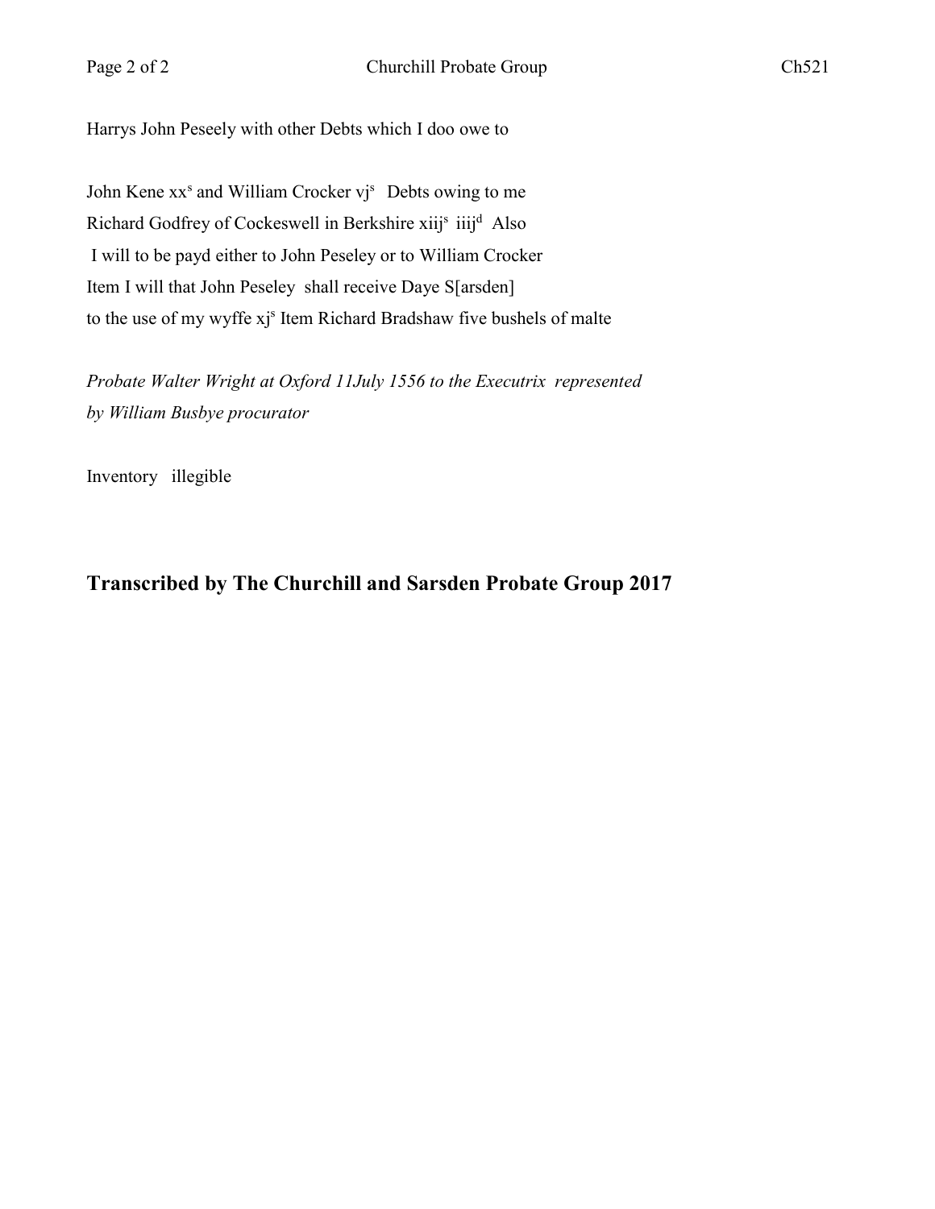Harrys John Peseely with other Debts which I doo owe to

John Kene xx$^{s}$ and William Crocker vj$^{s}$ Debts owing to me
Richard Godfrey of Cockeswell in Berkshire xiij$^{s}$ iiij$^{d}$ Also
I will to be payd either to John Peseley or to William Crocker
Item I will that John Peseley shall receive Daye S[arsden]
to the use of my wyffe xj$^{s}$ Item Richard Bradshaw five bushels of malte

*Probate Walter Wright at Oxford 11July 1556 to the Executrix represented by William Busbye procurator*

Inventory illegible

## Transcribed by The Churchill and Sarsden Probate Group 2017